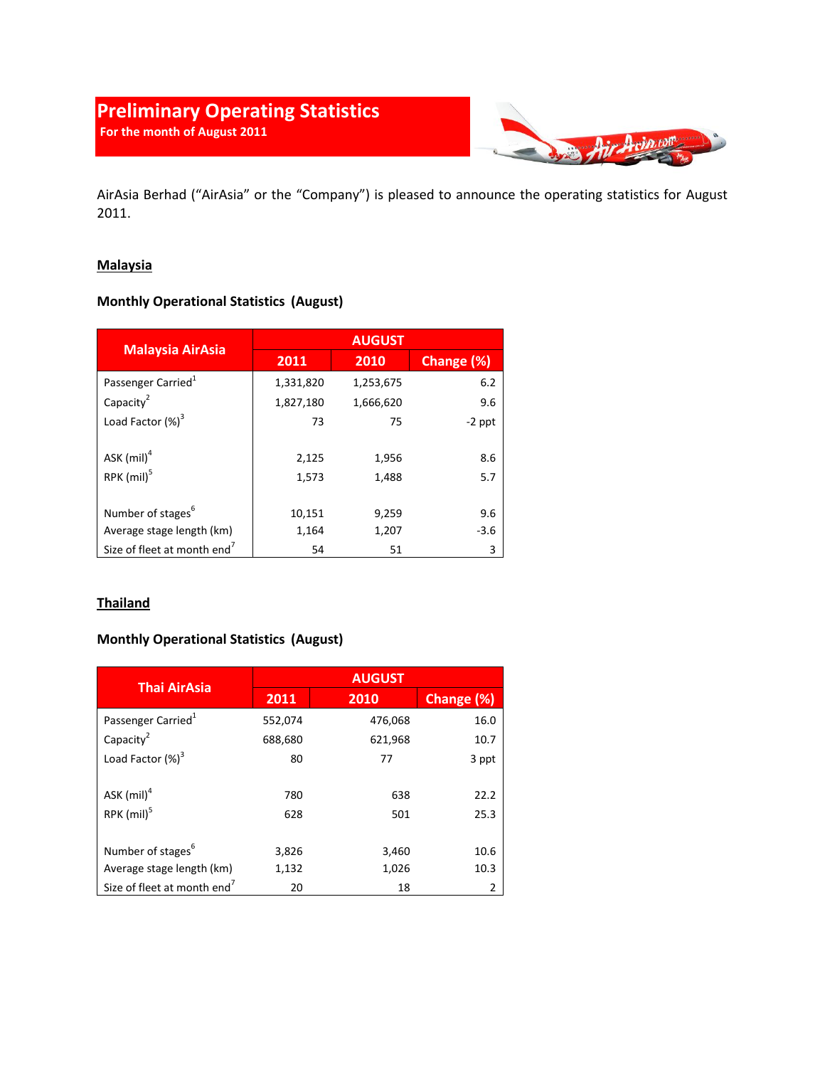# Preliminary Operating Statistics

**For the month of August 2011**

AirAsia Berhad ("AirAsia" or the "Company") is pleased to announce the operating statistics for August 2011.

## Malaysia

### Monthly Operational Statistics (August)

| Malaysia AirAsia | AUGUST | | |
|---|---|---|---|
| | 2011 | 2010 | Change (%) |
| Passenger Carried[1] | 1,331,820 | 1,253,675 | 6.2 |
| Capacity[2] | 1,827,180 | 1,666,620 | 9.6 |
| Load Factor (%)[3] | 73 | 75 | -2 ppt |
| ASK (mil)[4] | 2,125 | 1,956 | 8.6 |
| RPK (mil)[5] | 1,573 | 1,488 | 5.7 |
| Number of stages[6] | 10,151 | 9,259 | 9.6 |
| Average stage length (km) | 1,164 | 1,207 | -3.6 |
| Size of fleet at month end[7] | 54 | 51 | 3 |

## Thailand

### Monthly Operational Statistics (August)

| Thai AirAsia | AUGUST | | |
|---|---|---|---|
| | 2011 | 2010 | Change (%) |
| Passenger Carried[1] | 552,074 | 476,068 | 16.0 |
| Capacity[2] | 688,680 | 621,968 | 10.7 |
| Load Factor (%)[3] | 80 | 77 | 3 ppt |
| ASK (mil)[4] | 780 | 638 | 22.2 |
| RPK (mil)[5] | 628 | 501 | 25.3 |
| Number of stages[6] | 3,826 | 3,460 | 10.6 |
| Average stage length (km) | 1,132 | 1,026 | 10.3 |
| Size of fleet at month end[7] | 20 | 18 | 2 |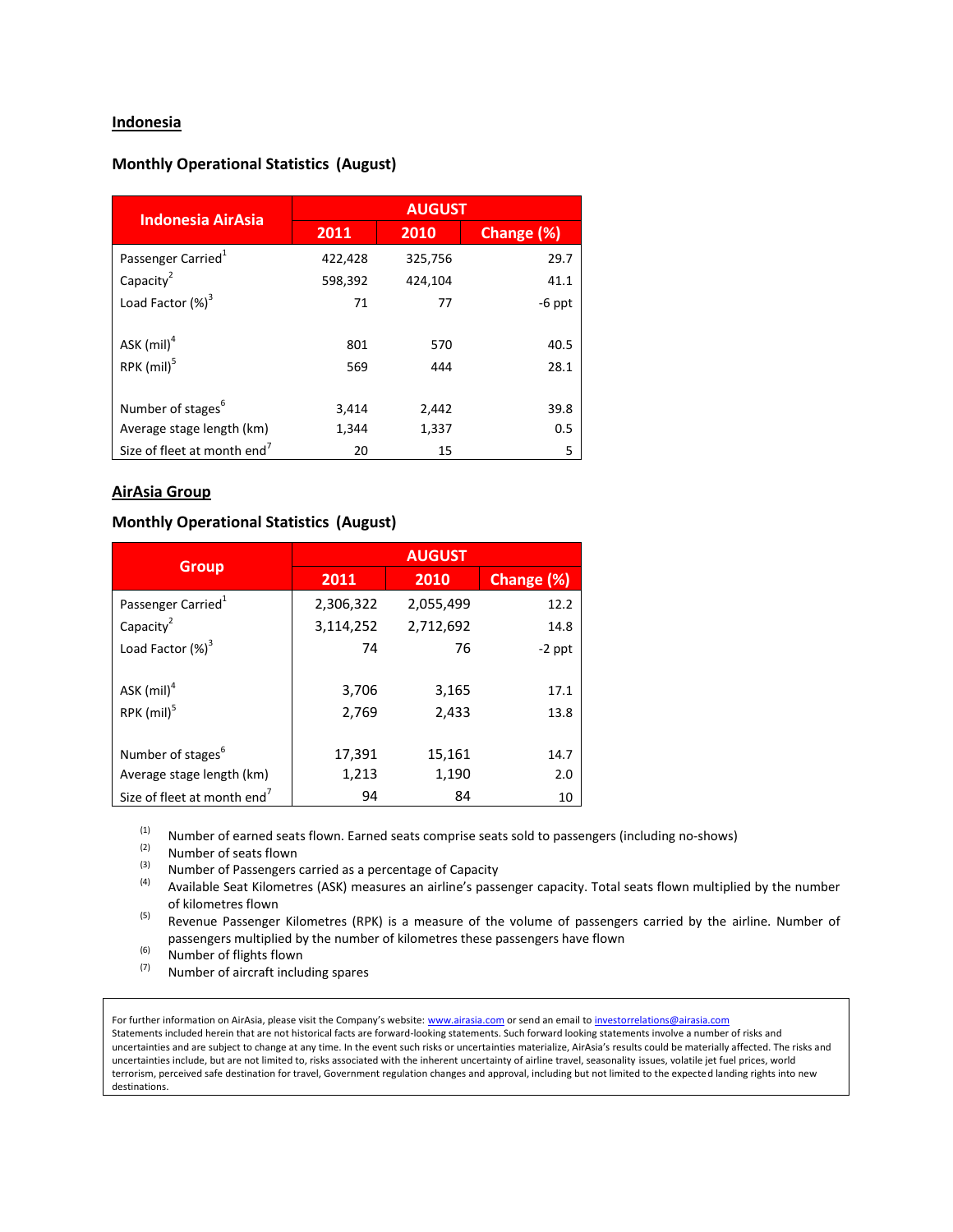## Indonesia

### Monthly Operational Statistics (August)

| Indonesia AirAsia | AUGUST | | |
|---|---|---|---|
| | 2011 | 2010 | Change (%) |
| Passenger Carried[1] | 422,428 | 325,756 | 29.7 |
| Capacity[2] | 598,392 | 424,104 | 41.1 |
| Load Factor (%)[3] | 71 | 77 | -6 ppt |
| ASK (mil)[4] | 801 | 570 | 40.5 |
| RPK (mil)[5] | 569 | 444 | 28.1 |
| Number of stages[6] | 3,414 | 2,442 | 39.8 |
| Average stage length (km) | 1,344 | 1,337 | 0.5 |
| Size of fleet at month end[7] | 20 | 15 | 5 |

## AirAsia Group

### Monthly Operational Statistics (August)

| Group | AUGUST | | |
|---|---|---|---|
| | 2011 | 2010 | Change (%) |
| Passenger Carried[1] | 2,306,322 | 2,055,499 | 12.2 |
| Capacity[2] | 3,114,252 | 2,712,692 | 14.8 |
| Load Factor (%)[3] | 74 | 76 | -2 ppt |
| ASK (mil)[4] | 3,706 | 3,165 | 17.1 |
| RPK (mil)[5] | 2,769 | 2,433 | 13.8 |
| Number of stages[6] | 17,391 | 15,161 | 14.7 |
| Average stage length (km) | 1,213 | 1,190 | 2.0 |
| Size of fleet at month end[7] | 94 | 84 | 10 |

(1) Number of earned seats flown. Earned seats comprise seats sold to passengers (including no-shows)
(2) Number of seats flown
(3) Number of Passengers carried as a percentage of Capacity
(4) Available Seat Kilometres (ASK) measures an airline's passenger capacity. Total seats flown multiplied by the number of kilometres flown
(5) Revenue Passenger Kilometres (RPK) is a measure of the volume of passengers carried by the airline. Number of passengers multiplied by the number of kilometres these passengers have flown
(6) Number of flights flown
(7) Number of aircraft including spares

For further information on AirAsia, please visit the Company's website: www.airasia.com or send an email to investorrelations@airasia.com
Statements included herein that are not historical facts are forward-looking statements. Such forward looking statements involve a number of risks and uncertainties and are subject to change at any time. In the event such risks or uncertainties materialize, AirAsia's results could be materially affected. The risks and uncertainties include, but are not limited to, risks associated with the inherent uncertainty of airline travel, seasonality issues, volatile jet fuel prices, world terrorism, perceived safe destination for travel, Government regulation changes and approval, including but not limited to the expected landing rights into new destinations.